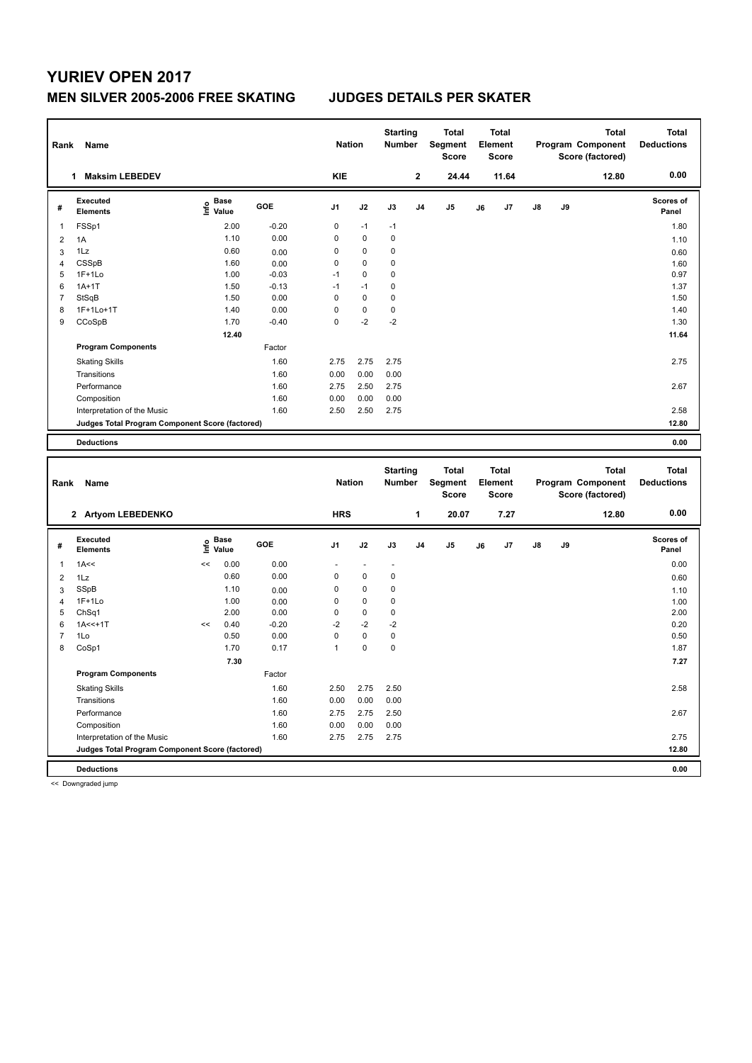# YURIEV OPEN 2017

## MEN SILVER 2005-2006 FREE SKATING JUDGES DETAILS PER SKATER

| Rank | Name | Nation | Starting Number | Total Segment Score | Total Element Score | Total Program Component Score (factored) | Total Deductions |
|---|---|---|---|---|---|---|---|
| 1 | Maksim LEBEDEV | KIE | 2 | 24.44 | 11.64 | 12.80 | 0.00 |

| # | Executed Elements | Info | Base Value | GOE | J1 | J2 | J3 | J4 | J5 | J6 | J7 | J8 | J9 | Scores of Panel |
|---|---|---|---|---|---|---|---|---|---|---|---|---|---|---|
| 1 | FSSp1 | | 2.00 | -0.20 | 0 | -1 | -1 | | | | | | | 1.80 |
| 2 | 1A | | 1.10 | 0.00 | 0 | 0 | 0 | | | | | | | 1.10 |
| 3 | 1Lz | | 0.60 | 0.00 | 0 | 0 | 0 | | | | | | | 0.60 |
| 4 | CSSpB | | 1.60 | 0.00 | 0 | 0 | 0 | | | | | | | 1.60 |
| 5 | 1F+1Lo | | 1.00 | -0.03 | -1 | 0 | 0 | | | | | | | 0.97 |
| 6 | 1A+1T | | 1.50 | -0.13 | -1 | -1 | 0 | | | | | | | 1.37 |
| 7 | StSqB | | 1.50 | 0.00 | 0 | 0 | 0 | | | | | | | 1.50 |
| 8 | 1F+1Lo+1T | | 1.40 | 0.00 | 0 | 0 | 0 | | | | | | | 1.40 |
| 9 | CCoSpB | | 1.70 | -0.40 | 0 | -2 | -2 | | | | | | | 1.30 |
| | | | 12.40 | | | | | | | | | | | 11.64 |
| | **Program Components** | | | Factor | | | | | | | | | | |
| | Skating Skills | | | 1.60 | 2.75 | 2.75 | 2.75 | | | | | | | 2.75 |
| | Transitions | | | 1.60 | 0.00 | 0.00 | 0.00 | | | | | | | |
| | Performance | | | 1.60 | 2.75 | 2.50 | 2.75 | | | | | | | 2.67 |
| | Composition | | | 1.60 | 0.00 | 0.00 | 0.00 | | | | | | | |
| | Interpretation of the Music | | | 1.60 | 2.50 | 2.50 | 2.75 | | | | | | | 2.58 |
| | **Judges Total Program Component Score (factored)** | | | | | | | | | | | | | 12.80 |
| | **Deductions** | | | | | | | | | | | | | 0.00 |

| Rank | Name | Nation | Starting Number | Total Segment Score | Total Element Score | Total Program Component Score (factored) | Total Deductions |
|---|---|---|---|---|---|---|---|
| 2 | Artyom LEBEDENKO | HRS | 1 | 20.07 | 7.27 | 12.80 | 0.00 |

| # | Executed Elements | Info | Base Value | GOE | J1 | J2 | J3 | J4 | J5 | J6 | J7 | J8 | J9 | Scores of Panel |
|---|---|---|---|---|---|---|---|---|---|---|---|---|---|---|
| 1 | 1A<< | << | 0.00 | 0.00 | - | - | - | | | | | | | 0.00 |
| 2 | 1Lz | | 0.60 | 0.00 | 0 | 0 | 0 | | | | | | | 0.60 |
| 3 | SSpB | | 1.10 | 0.00 | 0 | 0 | 0 | | | | | | | 1.10 |
| 4 | 1F+1Lo | | 1.00 | 0.00 | 0 | 0 | 0 | | | | | | | 1.00 |
| 5 | ChSq1 | | 2.00 | 0.00 | 0 | 0 | 0 | | | | | | | 2.00 |
| 6 | 1A<<+1T | << | 0.40 | -0.20 | -2 | -2 | -2 | | | | | | | 0.20 |
| 7 | 1Lo | | 0.50 | 0.00 | 0 | 0 | 0 | | | | | | | 0.50 |
| 8 | CoSp1 | | 1.70 | 0.17 | 1 | 0 | 0 | | | | | | | 1.87 |
| | | | 7.30 | | | | | | | | | | | 7.27 |
| | **Program Components** | | | Factor | | | | | | | | | | |
| | Skating Skills | | | 1.60 | 2.50 | 2.75 | 2.50 | | | | | | | 2.58 |
| | Transitions | | | 1.60 | 0.00 | 0.00 | 0.00 | | | | | | | |
| | Performance | | | 1.60 | 2.75 | 2.75 | 2.50 | | | | | | | 2.67 |
| | Composition | | | 1.60 | 0.00 | 0.00 | 0.00 | | | | | | | |
| | Interpretation of the Music | | | 1.60 | 2.75 | 2.75 | 2.75 | | | | | | | 2.75 |
| | **Judges Total Program Component Score (factored)** | | | | | | | | | | | | | 12.80 |
| | **Deductions** | | | | | | | | | | | | | 0.00 |

<< Downgraded jump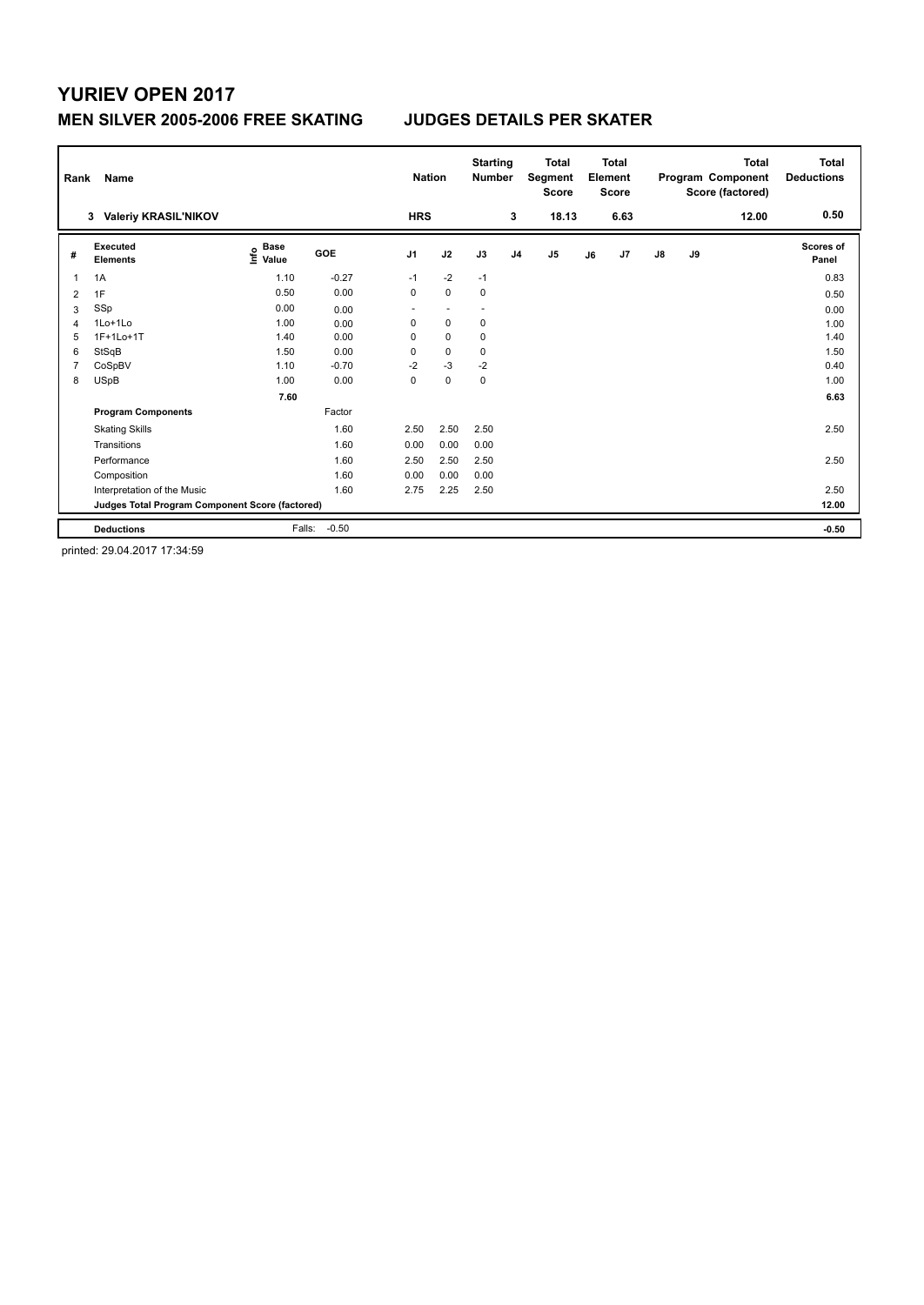# YURIEV OPEN 2017

## MEN SILVER 2005-2006 FREE SKATING JUDGES DETAILS PER SKATER

| Rank | Name | Nation | Starting Number | Total Segment Score | Total Element Score | Total Program Component Score (factored) | Total Deductions |
|---|---|---|---|---|---|---|---|
| 3 | Valeriy KRASIL'NIKOV | HRS | 3 | 18.13 | 6.63 | 12.00 | 0.50 |

| # | Executed Elements | Info | Base Value | GOE | J1 | J2 | J3 | J4 | J5 | J6 | J7 | J8 | J9 | Scores of Panel |
|---|---|---|---|---|---|---|---|---|---|---|---|---|---|---|
| 1 | 1A | | 1.10 | -0.27 | -1 | -2 | -1 | | | | | | | 0.83 |
| 2 | 1F | | 0.50 | 0.00 | 0 | 0 | 0 | | | | | | | 0.50 |
| 3 | SSp | | 0.00 | 0.00 | - | - | - | | | | | | | 0.00 |
| 4 | 1Lo+1Lo | | 1.00 | 0.00 | 0 | 0 | 0 | | | | | | | 1.00 |
| 5 | 1F+1Lo+1T | | 1.40 | 0.00 | 0 | 0 | 0 | | | | | | | 1.40 |
| 6 | StSqB | | 1.50 | 0.00 | 0 | 0 | 0 | | | | | | | 1.50 |
| 7 | CoSpBV | | 1.10 | -0.70 | -2 | -3 | -2 | | | | | | | 0.40 |
| 8 | USpB | | 1.00 | 0.00 | 0 | 0 | 0 | | | | | | | 1.00 |
| | | | 7.60 | | | | | | | | | | | 6.63 |
| | **Program Components** | | | Factor | | | | | | | | | | |
| | Skating Skills | | | 1.60 | 2.50 | 2.50 | 2.50 | | | | | | | 2.50 |
| | Transitions | | | 1.60 | 0.00 | 0.00 | 0.00 | | | | | | | |
| | Performance | | | 1.60 | 2.50 | 2.50 | 2.50 | | | | | | | 2.50 |
| | Composition | | | 1.60 | 0.00 | 0.00 | 0.00 | | | | | | | |
| | Interpretation of the Music | | | 1.60 | 2.75 | 2.25 | 2.50 | | | | | | | 2.50 |
| | **Judges Total Program Component Score (factored)** | | | | | | | | | | | | | 12.00 |
| | **Deductions** | | Falls: | -0.50 | | | | | | | | | | -0.50 |

printed: 29.04.2017 17:34:59